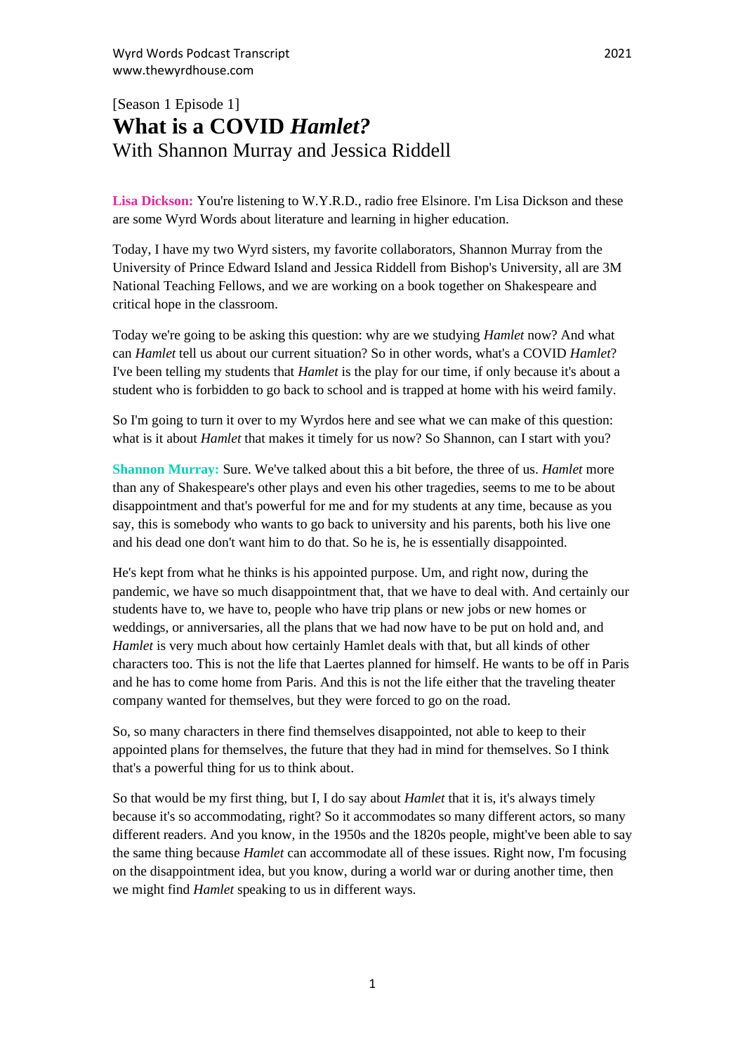[Season 1 Episode 1]

# What is a COVID *Hamlet?*

With Shannon Murray and Jessica Riddell

**Lisa Dickson:** You're listening to W.Y.R.D., radio free Elsinore. I'm Lisa Dickson and these are some Wyrd Words about literature and learning in higher education.

Today, I have my two Wyrd sisters, my favorite collaborators, Shannon Murray from the University of Prince Edward Island and Jessica Riddell from Bishop's University, all are 3M National Teaching Fellows, and we are working on a book together on Shakespeare and critical hope in the classroom.

Today we're going to be asking this question: why are we studying *Hamlet* now? And what can *Hamlet* tell us about our current situation? So in other words, what's a COVID *Hamlet*? I've been telling my students that *Hamlet* is the play for our time, if only because it's about a student who is forbidden to go back to school and is trapped at home with his weird family.

So I'm going to turn it over to my Wyrdos here and see what we can make of this question: what is it about *Hamlet* that makes it timely for us now? So Shannon, can I start with you?

**Shannon Murray:** Sure. We've talked about this a bit before, the three of us. *Hamlet* more than any of Shakespeare's other plays and even his other tragedies, seems to me to be about disappointment and that's powerful for me and for my students at any time, because as you say, this is somebody who wants to go back to university and his parents, both his live one and his dead one don't want him to do that. So he is, he is essentially disappointed.

He's kept from what he thinks is his appointed purpose. Um, and right now, during the pandemic, we have so much disappointment that, that we have to deal with. And certainly our students have to, we have to, people who have trip plans or new jobs or new homes or weddings, or anniversaries, all the plans that we had now have to be put on hold and, and *Hamlet* is very much about how certainly Hamlet deals with that, but all kinds of other characters too. This is not the life that Laertes planned for himself. He wants to be off in Paris and he has to come home from Paris. And this is not the life either that the traveling theater company wanted for themselves, but they were forced to go on the road.

So, so many characters in there find themselves disappointed, not able to keep to their appointed plans for themselves, the future that they had in mind for themselves. So I think that's a powerful thing for us to think about.

So that would be my first thing, but I, I do say about *Hamlet* that it is, it's always timely because it's so accommodating, right? So it accommodates so many different actors, so many different readers. And you know, in the 1950s and the 1820s people, might've been able to say the same thing because *Hamlet* can accommodate all of these issues. Right now, I'm focusing on the disappointment idea, but you know, during a world war or during another time, then we might find *Hamlet* speaking to us in different ways.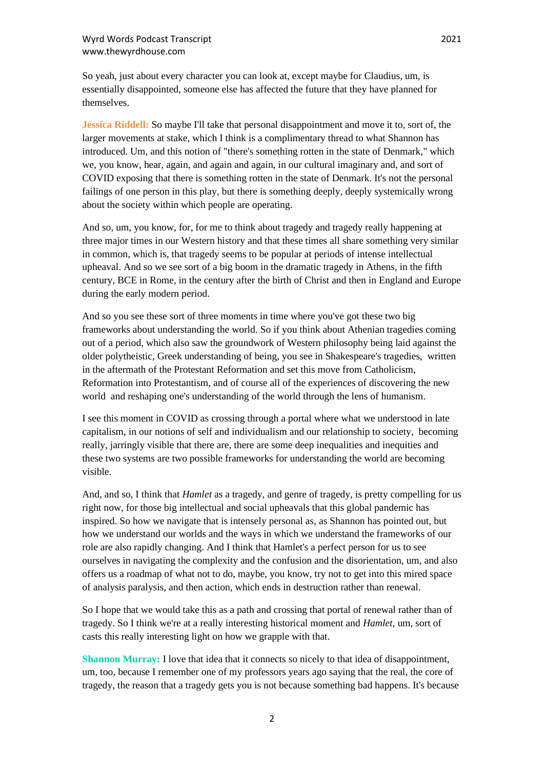So yeah, just about every character you can look at, except maybe for Claudius, um, is essentially disappointed, someone else has affected the future that they have planned for themselves.

**Jessica Riddell:** So maybe I'll take that personal disappointment and move it to, sort of, the larger movements at stake, which I think is a complimentary thread to what Shannon has introduced. Um, and this notion of "there's something rotten in the state of Denmark," which we, you know, hear, again, and again and again, in our cultural imaginary and, and sort of COVID exposing that there is something rotten in the state of Denmark. It's not the personal failings of one person in this play, but there is something deeply, deeply systemically wrong about the society within which people are operating.

And so, um, you know, for, for me to think about tragedy and tragedy really happening at three major times in our Western history and that these times all share something very similar in common, which is, that tragedy seems to be popular at periods of intense intellectual upheaval. And so we see sort of a big boom in the dramatic tragedy in Athens, in the fifth century, BCE in Rome, in the century after the birth of Christ and then in England and Europe during the early modern period.

And so you see these sort of three moments in time where you've got these two big frameworks about understanding the world. So if you think about Athenian tragedies coming out of a period, which also saw the groundwork of Western philosophy being laid against the older polytheistic, Greek understanding of being, you see in Shakespeare's tragedies, written in the aftermath of the Protestant Reformation and set this move from Catholicism, Reformation into Protestantism, and of course all of the experiences of discovering the new world and reshaping one's understanding of the world through the lens of humanism.

I see this moment in COVID as crossing through a portal where what we understood in late capitalism, in our notions of self and individualism and our relationship to society, becoming really, jarringly visible that there are, there are some deep inequalities and inequities and these two systems are two possible frameworks for understanding the world are becoming visible.

And, and so, I think that *Hamlet* as a tragedy, and genre of tragedy, is pretty compelling for us right now, for those big intellectual and social upheavals that this global pandemic has inspired. So how we navigate that is intensely personal as, as Shannon has pointed out, but how we understand our worlds and the ways in which we understand the frameworks of our role are also rapidly changing. And I think that Hamlet's a perfect person for us to see ourselves in navigating the complexity and the confusion and the disorientation, um, and also offers us a roadmap of what not to do, maybe, you know, try not to get into this mired space of analysis paralysis, and then action, which ends in destruction rather than renewal.

So I hope that we would take this as a path and crossing that portal of renewal rather than of tragedy. So I think we're at a really interesting historical moment and *Hamlet*, um, sort of casts this really interesting light on how we grapple with that.

**Shannon Murray:** I love that idea that it connects so nicely to that idea of disappointment, um, too, because I remember one of my professors years ago saying that the real, the core of tragedy, the reason that a tragedy gets you is not because something bad happens. It's because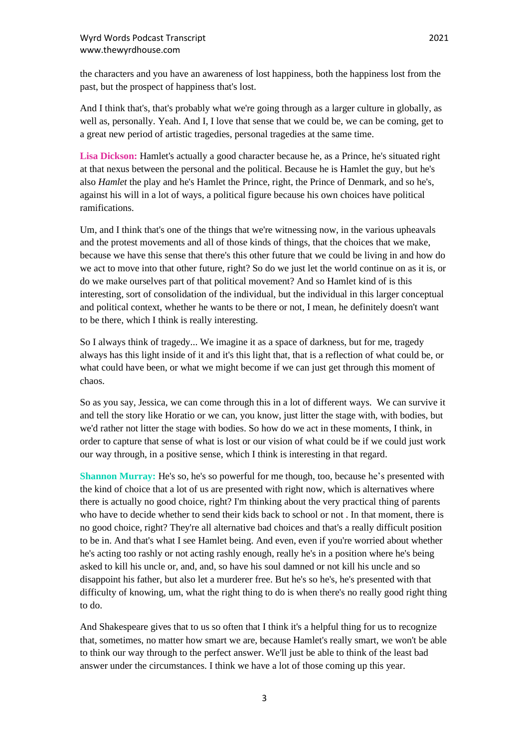the characters and you have an awareness of lost happiness, both the happiness lost from the past, but the prospect of happiness that's lost.

And I think that's, that's probably what we're going through as a larger culture in globally, as well as, personally. Yeah. And I, I love that sense that we could be, we can be coming, get to a great new period of artistic tragedies, personal tragedies at the same time.

**Lisa Dickson:** Hamlet's actually a good character because he, as a Prince, he's situated right at that nexus between the personal and the political. Because he is Hamlet the guy, but he's also *Hamlet* the play and he's Hamlet the Prince, right, the Prince of Denmark, and so he's, against his will in a lot of ways, a political figure because his own choices have political ramifications.

Um, and I think that's one of the things that we're witnessing now, in the various upheavals and the protest movements and all of those kinds of things, that the choices that we make, because we have this sense that there's this other future that we could be living in and how do we act to move into that other future, right? So do we just let the world continue on as it is, or do we make ourselves part of that political movement? And so Hamlet kind of is this interesting, sort of consolidation of the individual, but the individual in this larger conceptual and political context, whether he wants to be there or not, I mean, he definitely doesn't want to be there, which I think is really interesting.

So I always think of tragedy... We imagine it as a space of darkness, but for me, tragedy always has this light inside of it and it's this light that, that is a reflection of what could be, or what could have been, or what we might become if we can just get through this moment of chaos.

So as you say, Jessica, we can come through this in a lot of different ways. We can survive it and tell the story like Horatio or we can, you know, just litter the stage with, with bodies, but we'd rather not litter the stage with bodies. So how do we act in these moments, I think, in order to capture that sense of what is lost or our vision of what could be if we could just work our way through, in a positive sense, which I think is interesting in that regard.

**Shannon Murray:** He's so, he's so powerful for me though, too, because he's presented with the kind of choice that a lot of us are presented with right now, which is alternatives where there is actually no good choice, right? I'm thinking about the very practical thing of parents who have to decide whether to send their kids back to school or not . In that moment, there is no good choice, right? They're all alternative bad choices and that's a really difficult position to be in. And that's what I see Hamlet being. And even, even if you're worried about whether he's acting too rashly or not acting rashly enough, really he's in a position where he's being asked to kill his uncle or, and, and, so have his soul damned or not kill his uncle and so disappoint his father, but also let a murderer free. But he's so he's, he's presented with that difficulty of knowing, um, what the right thing to do is when there's no really good right thing to do.

And Shakespeare gives that to us so often that I think it's a helpful thing for us to recognize that, sometimes, no matter how smart we are, because Hamlet's really smart, we won't be able to think our way through to the perfect answer. We'll just be able to think of the least bad answer under the circumstances. I think we have a lot of those coming up this year.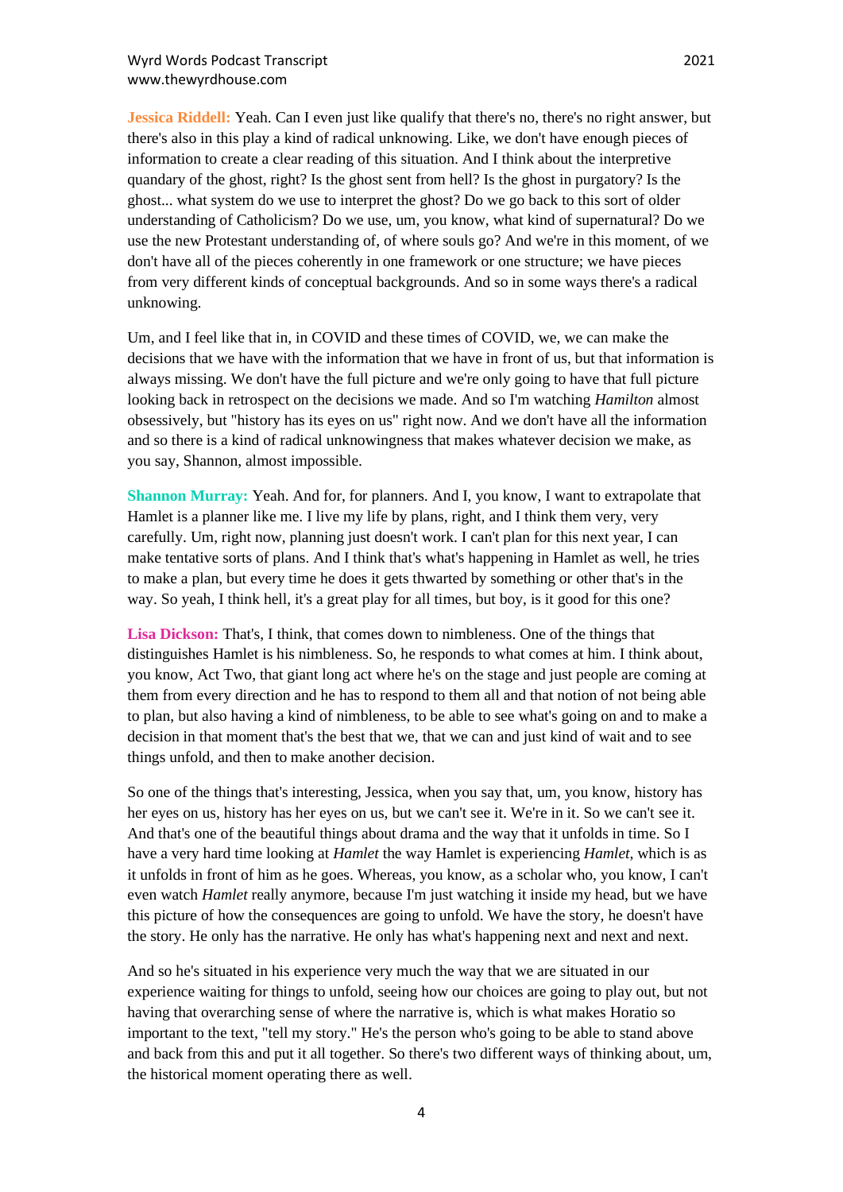**Jessica Riddell:** Yeah. Can I even just like qualify that there's no, there's no right answer, but there's also in this play a kind of radical unknowing. Like, we don't have enough pieces of information to create a clear reading of this situation. And I think about the interpretive quandary of the ghost, right? Is the ghost sent from hell? Is the ghost in purgatory? Is the ghost... what system do we use to interpret the ghost? Do we go back to this sort of older understanding of Catholicism? Do we use, um, you know, what kind of supernatural? Do we use the new Protestant understanding of, of where souls go? And we're in this moment, of we don't have all of the pieces coherently in one framework or one structure; we have pieces from very different kinds of conceptual backgrounds. And so in some ways there's a radical unknowing.

Um, and I feel like that in, in COVID and these times of COVID, we, we can make the decisions that we have with the information that we have in front of us, but that information is always missing. We don't have the full picture and we're only going to have that full picture looking back in retrospect on the decisions we made. And so I'm watching *Hamilton* almost obsessively, but "history has its eyes on us" right now. And we don't have all the information and so there is a kind of radical unknowingness that makes whatever decision we make, as you say, Shannon, almost impossible.

**Shannon Murray:** Yeah. And for, for planners. And I, you know, I want to extrapolate that Hamlet is a planner like me. I live my life by plans, right, and I think them very, very carefully. Um, right now, planning just doesn't work. I can't plan for this next year, I can make tentative sorts of plans. And I think that's what's happening in Hamlet as well, he tries to make a plan, but every time he does it gets thwarted by something or other that's in the way. So yeah, I think hell, it's a great play for all times, but boy, is it good for this one?

**Lisa Dickson:** That's, I think, that comes down to nimbleness. One of the things that distinguishes Hamlet is his nimbleness. So, he responds to what comes at him. I think about, you know, Act Two, that giant long act where he's on the stage and just people are coming at them from every direction and he has to respond to them all and that notion of not being able to plan, but also having a kind of nimbleness, to be able to see what's going on and to make a decision in that moment that's the best that we, that we can and just kind of wait and to see things unfold, and then to make another decision.

So one of the things that's interesting, Jessica, when you say that, um, you know, history has her eyes on us, history has her eyes on us, but we can't see it. We're in it. So we can't see it. And that's one of the beautiful things about drama and the way that it unfolds in time. So I have a very hard time looking at *Hamlet* the way Hamlet is experiencing *Hamlet*, which is as it unfolds in front of him as he goes. Whereas, you know, as a scholar who, you know, I can't even watch *Hamlet* really anymore, because I'm just watching it inside my head, but we have this picture of how the consequences are going to unfold. We have the story, he doesn't have the story. He only has the narrative. He only has what's happening next and next and next.

And so he's situated in his experience very much the way that we are situated in our experience waiting for things to unfold, seeing how our choices are going to play out, but not having that overarching sense of where the narrative is, which is what makes Horatio so important to the text, "tell my story." He's the person who's going to be able to stand above and back from this and put it all together. So there's two different ways of thinking about, um, the historical moment operating there as well.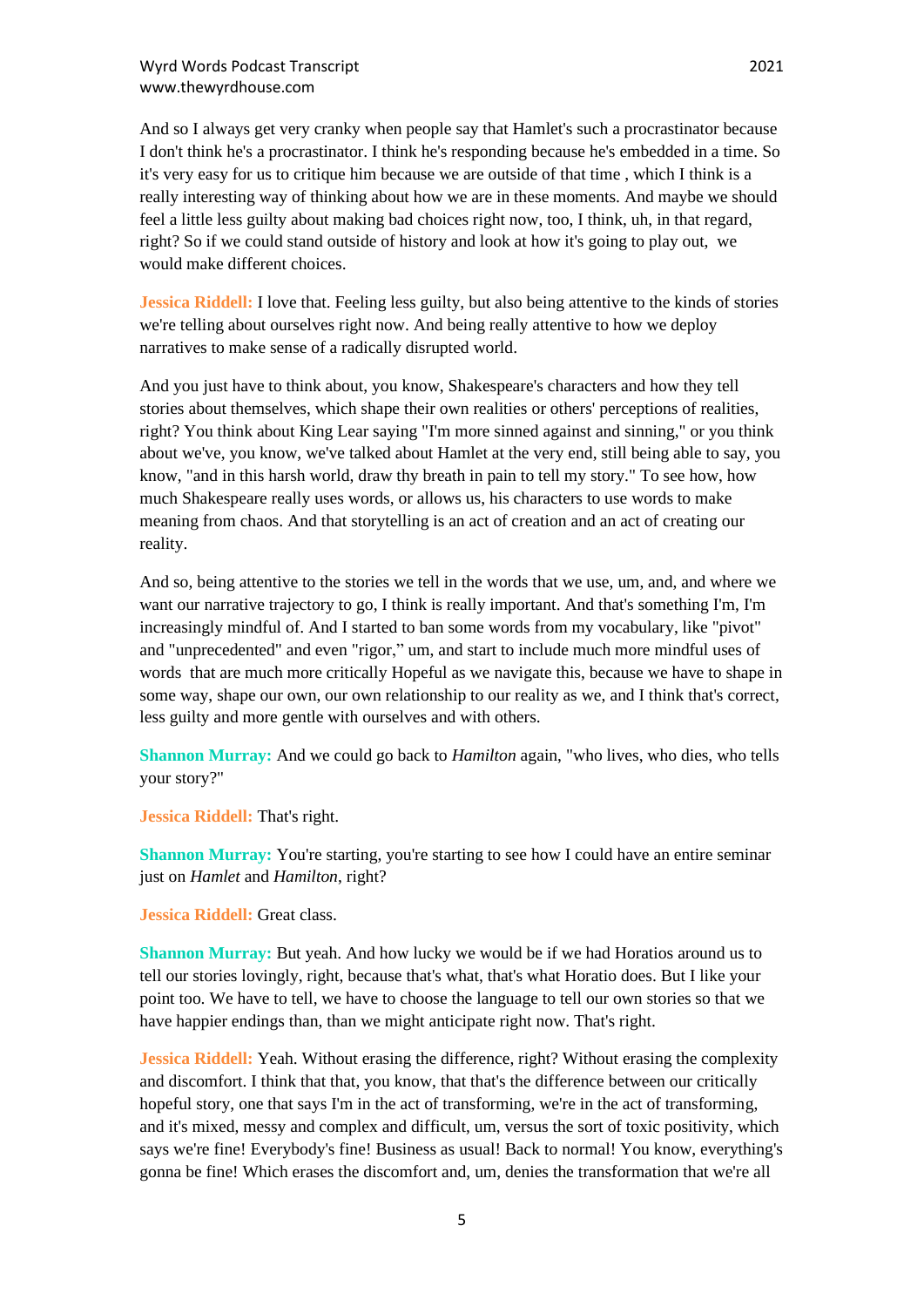And so I always get very cranky when people say that Hamlet's such a procrastinator because I don't think he's a procrastinator. I think he's responding because he's embedded in a time. So it's very easy for us to critique him because we are outside of that time , which I think is a really interesting way of thinking about how we are in these moments. And maybe we should feel a little less guilty about making bad choices right now, too, I think, uh, in that regard, right? So if we could stand outside of history and look at how it's going to play out,  we would make different choices.

**Jessica Riddell:** I love that. Feeling less guilty, but also being attentive to the kinds of stories we're telling about ourselves right now. And being really attentive to how we deploy narratives to make sense of a radically disrupted world.

And you just have to think about, you know, Shakespeare's characters and how they tell stories about themselves, which shape their own realities or others' perceptions of realities, right? You think about King Lear saying "I'm more sinned against and sinning," or you think about we've, you know, we've talked about Hamlet at the very end, still being able to say, you know, "and in this harsh world, draw thy breath in pain to tell my story." To see how, how much Shakespeare really uses words, or allows us, his characters to use words to make meaning from chaos. And that storytelling is an act of creation and an act of creating our reality.

And so, being attentive to the stories we tell in the words that we use, um, and, and where we want our narrative trajectory to go, I think is really important. And that's something I'm, I'm increasingly mindful of. And I started to ban some words from my vocabulary, like "pivot" and "unprecedented" and even "rigor," um, and start to include much more mindful uses of words  that are much more critically Hopeful as we navigate this, because we have to shape in some way, shape our own, our own relationship to our reality as we, and I think that's correct, less guilty and more gentle with ourselves and with others.

**Shannon Murray:** And we could go back to *Hamilton* again, "who lives, who dies, who tells your story?"

**Jessica Riddell:** That's right.

**Shannon Murray:** You're starting, you're starting to see how I could have an entire seminar just on *Hamlet* and *Hamilton*, right?

**Jessica Riddell:** Great class.

**Shannon Murray:** But yeah. And how lucky we would be if we had Horatios around us to tell our stories lovingly, right, because that's what, that's what Horatio does. But I like your point too. We have to tell, we have to choose the language to tell our own stories so that we have happier endings than, than we might anticipate right now. That's right.

**Jessica Riddell:** Yeah. Without erasing the difference, right? Without erasing the complexity and discomfort. I think that that, you know, that that's the difference between our critically hopeful story, one that says I'm in the act of transforming, we're in the act of transforming, and it's mixed, messy and complex and difficult, um, versus the sort of toxic positivity, which says we're fine! Everybody's fine! Business as usual! Back to normal! You know, everything's gonna be fine! Which erases the discomfort and, um, denies the transformation that we're all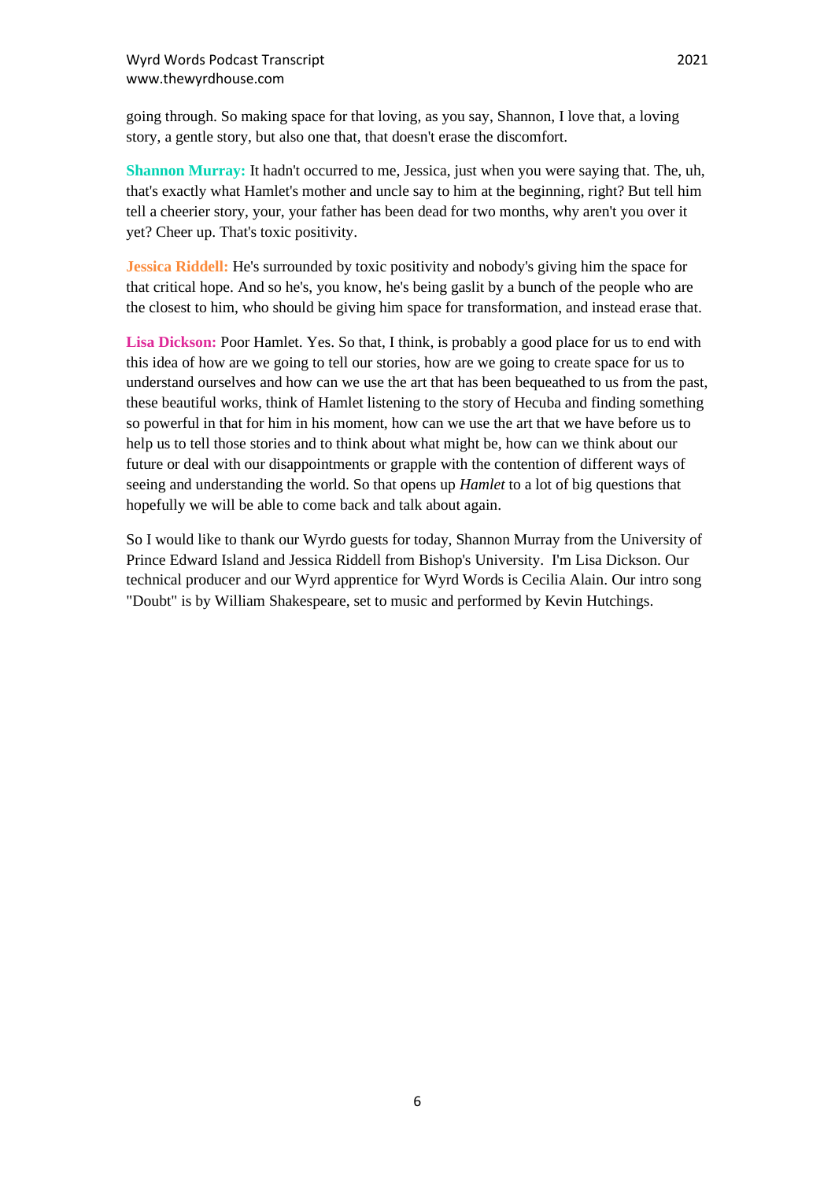going through. So making space for that loving, as you say, Shannon, I love that, a loving story, a gentle story, but also one that, that doesn't erase the discomfort.

**Shannon Murray:** It hadn't occurred to me, Jessica, just when you were saying that. The, uh, that's exactly what Hamlet's mother and uncle say to him at the beginning, right? But tell him tell a cheerier story, your, your father has been dead for two months, why aren't you over it yet? Cheer up. That's toxic positivity.

**Jessica Riddell:** He's surrounded by toxic positivity and nobody's giving him the space for that critical hope. And so he's, you know, he's being gaslit by a bunch of the people who are the closest to him, who should be giving him space for transformation, and instead erase that.

**Lisa Dickson:** Poor Hamlet. Yes. So that, I think, is probably a good place for us to end with this idea of how are we going to tell our stories, how are we going to create space for us to understand ourselves and how can we use the art that has been bequeathed to us from the past, these beautiful works, think of Hamlet listening to the story of Hecuba and finding something so powerful in that for him in his moment, how can we use the art that we have before us to help us to tell those stories and to think about what might be, how can we think about our future or deal with our disappointments or grapple with the contention of different ways of seeing and understanding the world. So that opens up *Hamlet* to a lot of big questions that hopefully we will be able to come back and talk about again.

So I would like to thank our Wyrdo guests for today, Shannon Murray from the University of Prince Edward Island and Jessica Riddell from Bishop's University. I'm Lisa Dickson. Our technical producer and our Wyrd apprentice for Wyrd Words is Cecilia Alain. Our intro song "Doubt" is by William Shakespeare, set to music and performed by Kevin Hutchings.